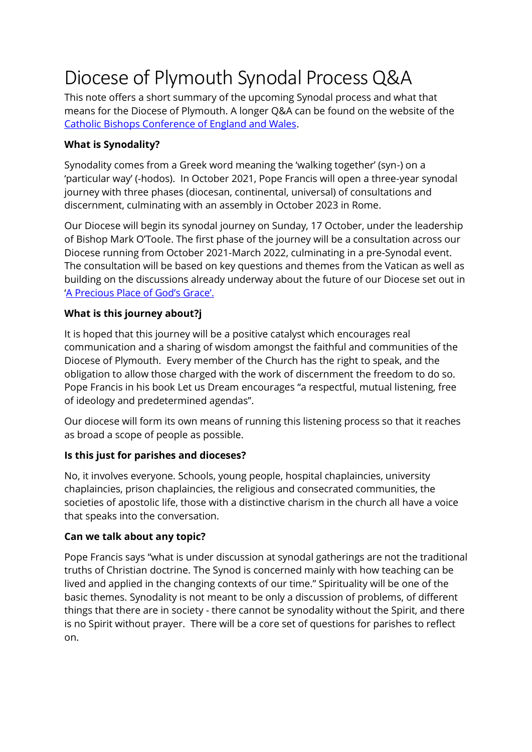# Diocese of Plymouth Synodal Process Q&A

This note offers a short summary of the upcoming Synodal process and what that means for the Diocese of Plymouth. A longer Q&A can be found on the website of the [Catholic Bishops Conference of England and Wales](#).

**What is Synodality?**

Synodality comes from a Greek word meaning the 'walking together' (syn-) on a 'particular way' (-hodos). In October 2021, Pope Francis will open a three-year synodal journey with three phases (diocesan, continental, universal) of consultations and discernment, culminating with an assembly in October 2023 in Rome.

Our Diocese will begin its synodal journey on Sunday, 17 October, under the leadership of Bishop Mark O'Toole. The first phase of the journey will be a consultation across our Diocese running from October 2021-March 2022, culminating in a pre-Synodal event. The consultation will be based on key questions and themes from the Vatican as well as building on the discussions already underway about the future of our Diocese set out in '[A Precious Place of God's Grace'.](#)

**What is this journey about?j**

It is hoped that this journey will be a positive catalyst which encourages real communication and a sharing of wisdom amongst the faithful and communities of the Diocese of Plymouth. Every member of the Church has the right to speak, and the obligation to allow those charged with the work of discernment the freedom to do so. Pope Francis in his book Let us Dream encourages "a respectful, mutual listening, free of ideology and predetermined agendas".

Our diocese will form its own means of running this listening process so that it reaches as broad a scope of people as possible.

**Is this just for parishes and dioceses?**

No, it involves everyone. Schools, young people, hospital chaplaincies, university chaplaincies, prison chaplaincies, the religious and consecrated communities, the societies of apostolic life, those with a distinctive charism in the church all have a voice that speaks into the conversation.

**Can we talk about any topic?**

Pope Francis says "what is under discussion at synodal gatherings are not the traditional truths of Christian doctrine. The Synod is concerned mainly with how teaching can be lived and applied in the changing contexts of our time." Spirituality will be one of the basic themes. Synodality is not meant to be only a discussion of problems, of different things that there are in society - there cannot be synodality without the Spirit, and there is no Spirit without prayer. There will be a core set of questions for parishes to reflect on.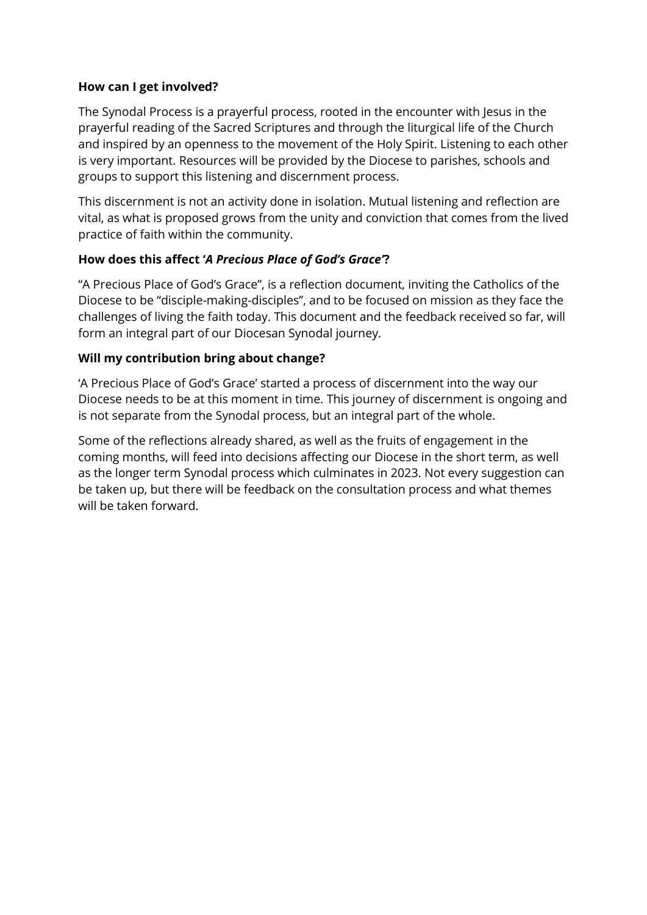**How can I get involved?**

The Synodal Process is a prayerful process, rooted in the encounter with Jesus in the prayerful reading of the Sacred Scriptures and through the liturgical life of the Church and inspired by an openness to the movement of the Holy Spirit. Listening to each other is very important. Resources will be provided by the Diocese to parishes, schools and groups to support this listening and discernment process.

This discernment is not an activity done in isolation. Mutual listening and reflection are vital, as what is proposed grows from the unity and conviction that comes from the lived practice of faith within the community.

**How does this affect '*A Precious Place of God's Grace*'?**

"A Precious Place of God's Grace", is a reflection document, inviting the Catholics of the Diocese to be "disciple-making-disciples", and to be focused on mission as they face the challenges of living the faith today. This document and the feedback received so far, will form an integral part of our Diocesan Synodal journey.

**Will my contribution bring about change?**

'A Precious Place of God's Grace' started a process of discernment into the way our Diocese needs to be at this moment in time. This journey of discernment is ongoing and is not separate from the Synodal process, but an integral part of the whole.

Some of the reflections already shared, as well as the fruits of engagement in the coming months, will feed into decisions affecting our Diocese in the short term, as well as the longer term Synodal process which culminates in 2023. Not every suggestion can be taken up, but there will be feedback on the consultation process and what themes will be taken forward.